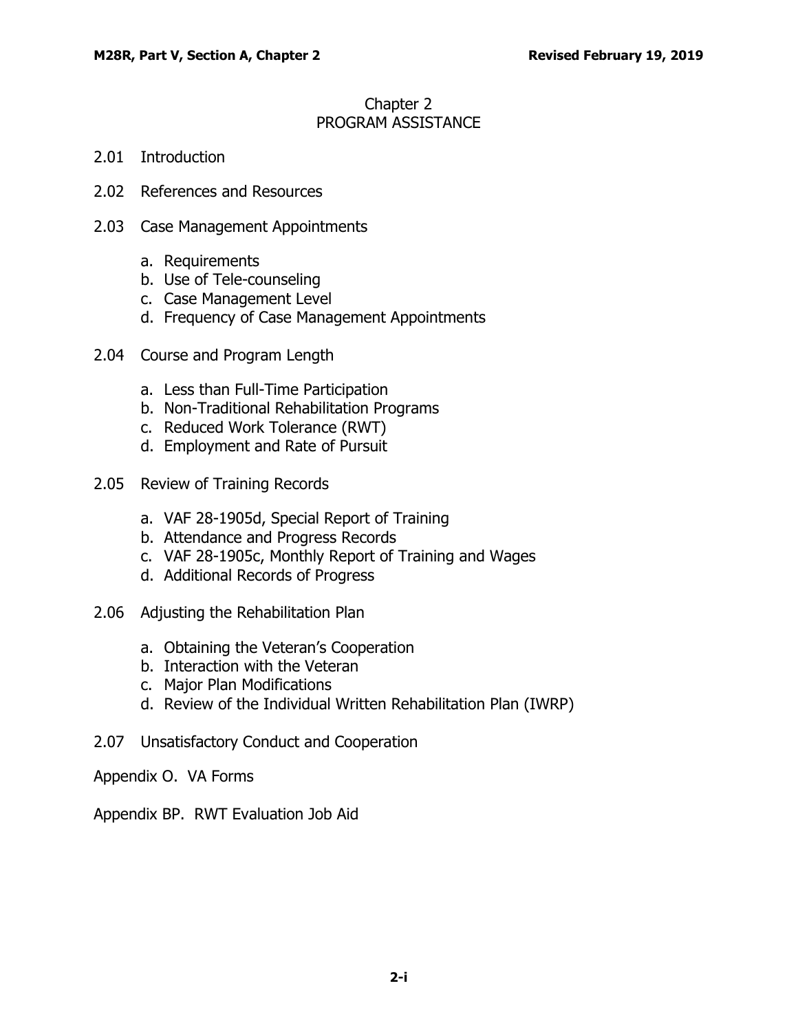# Chapter 2
# PROGRAM ASSISTANCE

2.01 Introduction

2.02 References and Resources

2.03 Case Management Appointments

a. Requirements
b. Use of Tele-counseling
c. Case Management Level
d. Frequency of Case Management Appointments

2.04 Course and Program Length

a. Less than Full-Time Participation
b. Non-Traditional Rehabilitation Programs
c. Reduced Work Tolerance (RWT)
d. Employment and Rate of Pursuit

2.05 Review of Training Records

a. VAF 28-1905d, Special Report of Training
b. Attendance and Progress Records
c. VAF 28-1905c, Monthly Report of Training and Wages
d. Additional Records of Progress

2.06 Adjusting the Rehabilitation Plan

a. Obtaining the Veteran's Cooperation
b. Interaction with the Veteran
c. Major Plan Modifications
d. Review of the Individual Written Rehabilitation Plan (IWRP)

2.07 Unsatisfactory Conduct and Cooperation

Appendix O. VA Forms

Appendix BP. RWT Evaluation Job Aid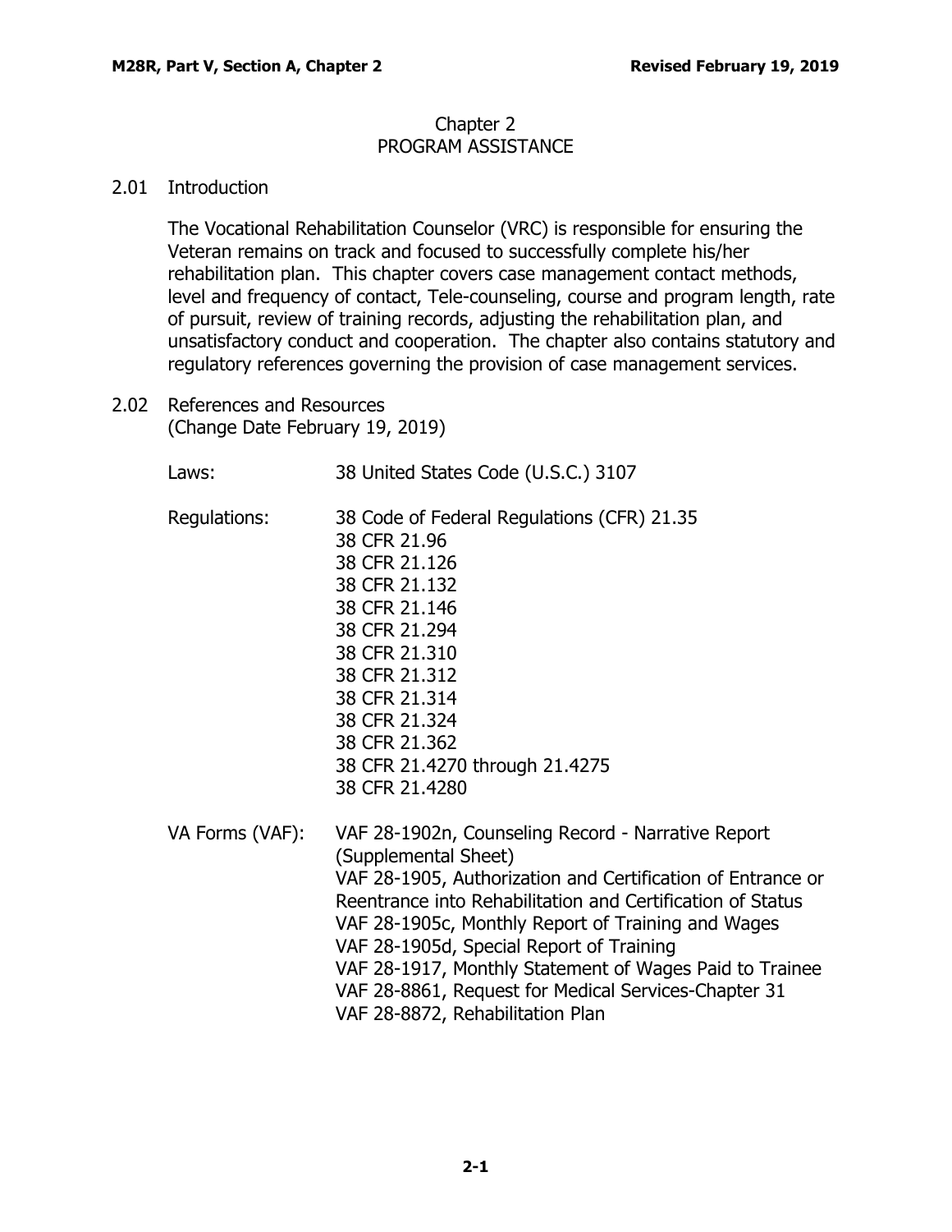# Chapter 2
# PROGRAM ASSISTANCE

## 2.01 Introduction

The Vocational Rehabilitation Counselor (VRC) is responsible for ensuring the Veteran remains on track and focused to successfully complete his/her rehabilitation plan. This chapter covers case management contact methods, level and frequency of contact, Tele-counseling, course and program length, rate of pursuit, review of training records, adjusting the rehabilitation plan, and unsatisfactory conduct and cooperation. The chapter also contains statutory and regulatory references governing the provision of case management services.

## 2.02 References and Resources
(Change Date February 19, 2019)

Laws: 38 United States Code (U.S.C.) 3107

Regulations:
- 38 Code of Federal Regulations (CFR) 21.35
- 38 CFR 21.96
- 38 CFR 21.126
- 38 CFR 21.132
- 38 CFR 21.146
- 38 CFR 21.294
- 38 CFR 21.310
- 38 CFR 21.312
- 38 CFR 21.314
- 38 CFR 21.324
- 38 CFR 21.362
- 38 CFR 21.4270 through 21.4275
- 38 CFR 21.4280

VA Forms (VAF):
- VAF 28-1902n, Counseling Record - Narrative Report (Supplemental Sheet)
- VAF 28-1905, Authorization and Certification of Entrance or Reentrance into Rehabilitation and Certification of Status
- VAF 28-1905c, Monthly Report of Training and Wages
- VAF 28-1905d, Special Report of Training
- VAF 28-1917, Monthly Statement of Wages Paid to Trainee
- VAF 28-8861, Request for Medical Services-Chapter 31
- VAF 28-8872, Rehabilitation Plan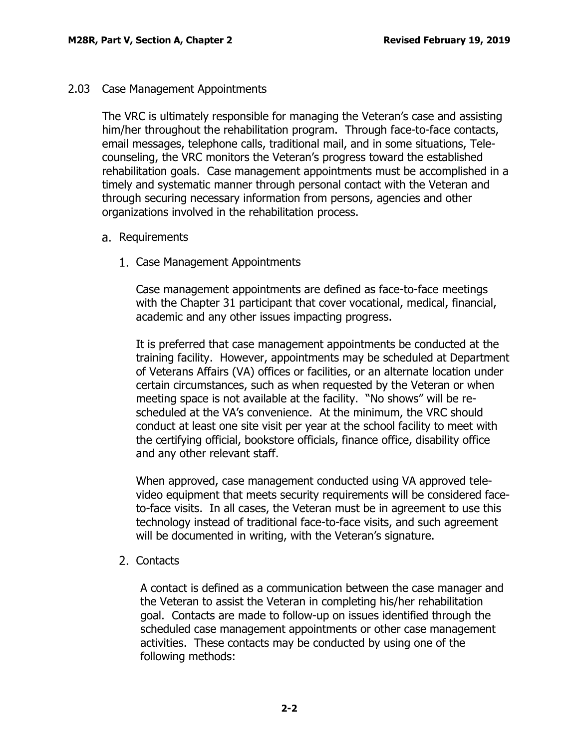## 2.03 Case Management Appointments

The VRC is ultimately responsible for managing the Veteran's case and assisting him/her throughout the rehabilitation program. Through face-to-face contacts, email messages, telephone calls, traditional mail, and in some situations, Tele-counseling, the VRC monitors the Veteran's progress toward the established rehabilitation goals. Case management appointments must be accomplished in a timely and systematic manner through personal contact with the Veteran and through securing necessary information from persons, agencies and other organizations involved in the rehabilitation process.

### a. Requirements

#### 1. Case Management Appointments

Case management appointments are defined as face-to-face meetings with the Chapter 31 participant that cover vocational, medical, financial, academic and any other issues impacting progress.

It is preferred that case management appointments be conducted at the training facility. However, appointments may be scheduled at Department of Veterans Affairs (VA) offices or facilities, or an alternate location under certain circumstances, such as when requested by the Veteran or when meeting space is not available at the facility. "No shows" will be re-scheduled at the VA's convenience. At the minimum, the VRC should conduct at least one site visit per year at the school facility to meet with the certifying official, bookstore officials, finance office, disability office and any other relevant staff.

When approved, case management conducted using VA approved tele-video equipment that meets security requirements will be considered face-to-face visits. In all cases, the Veteran must be in agreement to use this technology instead of traditional face-to-face visits, and such agreement will be documented in writing, with the Veteran's signature.

#### 2. Contacts

A contact is defined as a communication between the case manager and the Veteran to assist the Veteran in completing his/her rehabilitation goal. Contacts are made to follow-up on issues identified through the scheduled case management appointments or other case management activities. These contacts may be conducted by using one of the following methods: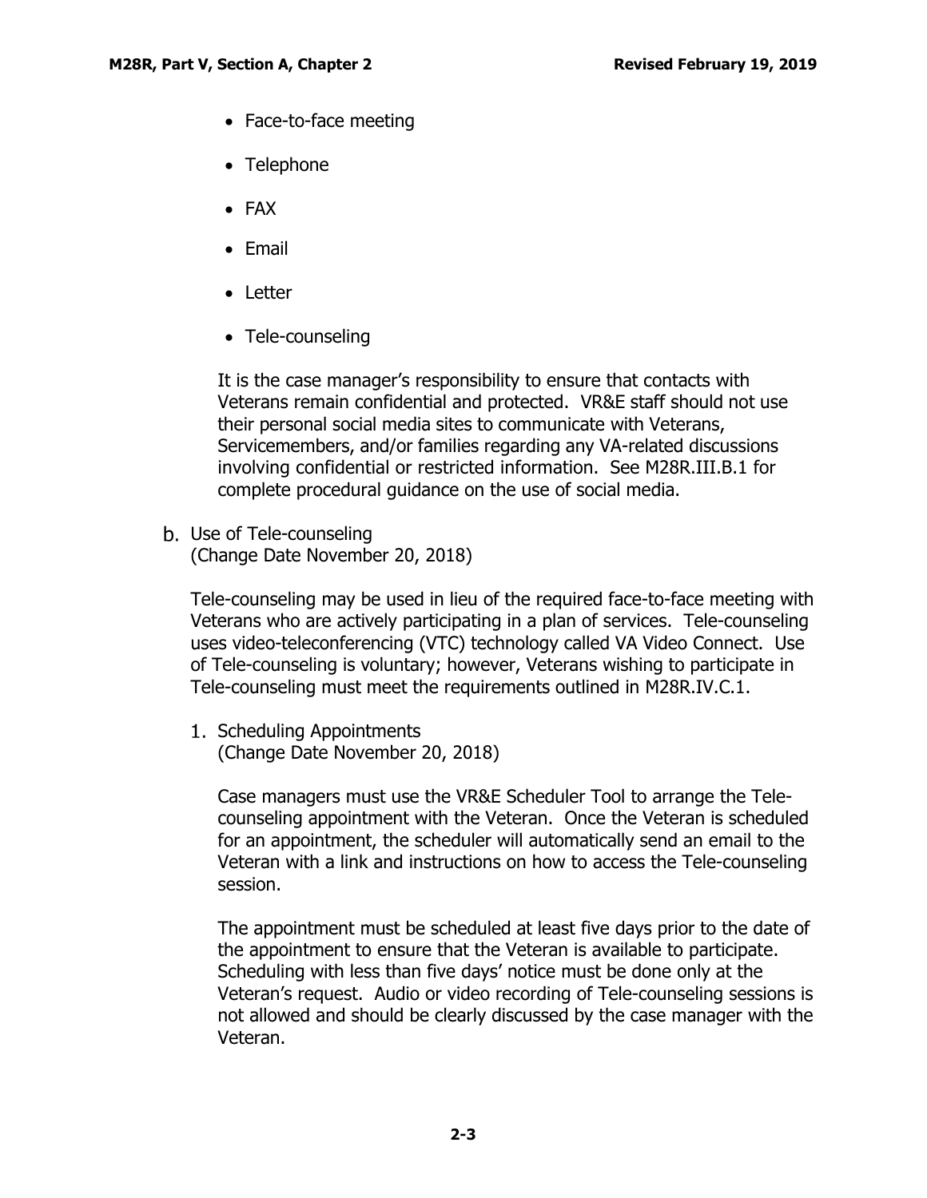- Face-to-face meeting
- Telephone
- FAX
- Email
- Letter
- Tele-counseling

It is the case manager's responsibility to ensure that contacts with Veterans remain confidential and protected. VR&E staff should not use their personal social media sites to communicate with Veterans, Servicemembers, and/or families regarding any VA-related discussions involving confidential or restricted information. See M28R.III.B.1 for complete procedural guidance on the use of social media.

b. Use of Tele-counseling
(Change Date November 20, 2018)

Tele-counseling may be used in lieu of the required face-to-face meeting with Veterans who are actively participating in a plan of services. Tele-counseling uses video-teleconferencing (VTC) technology called VA Video Connect. Use of Tele-counseling is voluntary; however, Veterans wishing to participate in Tele-counseling must meet the requirements outlined in M28R.IV.C.1.

1. Scheduling Appointments
(Change Date November 20, 2018)

Case managers must use the VR&E Scheduler Tool to arrange the Tele-counseling appointment with the Veteran. Once the Veteran is scheduled for an appointment, the scheduler will automatically send an email to the Veteran with a link and instructions on how to access the Tele-counseling session.

The appointment must be scheduled at least five days prior to the date of the appointment to ensure that the Veteran is available to participate. Scheduling with less than five days' notice must be done only at the Veteran's request. Audio or video recording of Tele-counseling sessions is not allowed and should be clearly discussed by the case manager with the Veteran.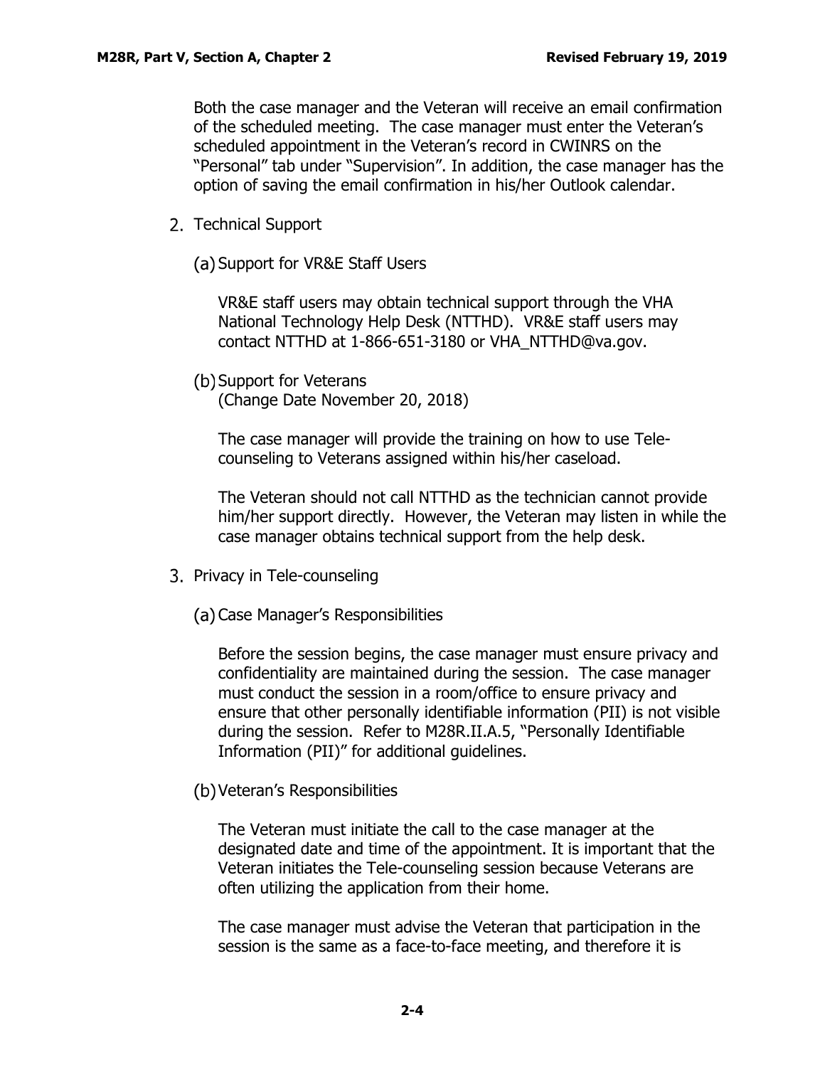Both the case manager and the Veteran will receive an email confirmation of the scheduled meeting. The case manager must enter the Veteran's scheduled appointment in the Veteran's record in CWINRS on the "Personal" tab under "Supervision". In addition, the case manager has the option of saving the email confirmation in his/her Outlook calendar.

2. Technical Support

(a) Support for VR&E Staff Users

VR&E staff users may obtain technical support through the VHA National Technology Help Desk (NTTHD). VR&E staff users may contact NTTHD at 1-866-651-3180 or VHA_NTTHD@va.gov.

(b) Support for Veterans
(Change Date November 20, 2018)

The case manager will provide the training on how to use Tele-counseling to Veterans assigned within his/her caseload.

The Veteran should not call NTTHD as the technician cannot provide him/her support directly. However, the Veteran may listen in while the case manager obtains technical support from the help desk.

3. Privacy in Tele-counseling

(a) Case Manager's Responsibilities

Before the session begins, the case manager must ensure privacy and confidentiality are maintained during the session. The case manager must conduct the session in a room/office to ensure privacy and ensure that other personally identifiable information (PII) is not visible during the session. Refer to M28R.II.A.5, "Personally Identifiable Information (PII)" for additional guidelines.

(b) Veteran's Responsibilities

The Veteran must initiate the call to the case manager at the designated date and time of the appointment. It is important that the Veteran initiates the Tele-counseling session because Veterans are often utilizing the application from their home.

The case manager must advise the Veteran that participation in the session is the same as a face-to-face meeting, and therefore it is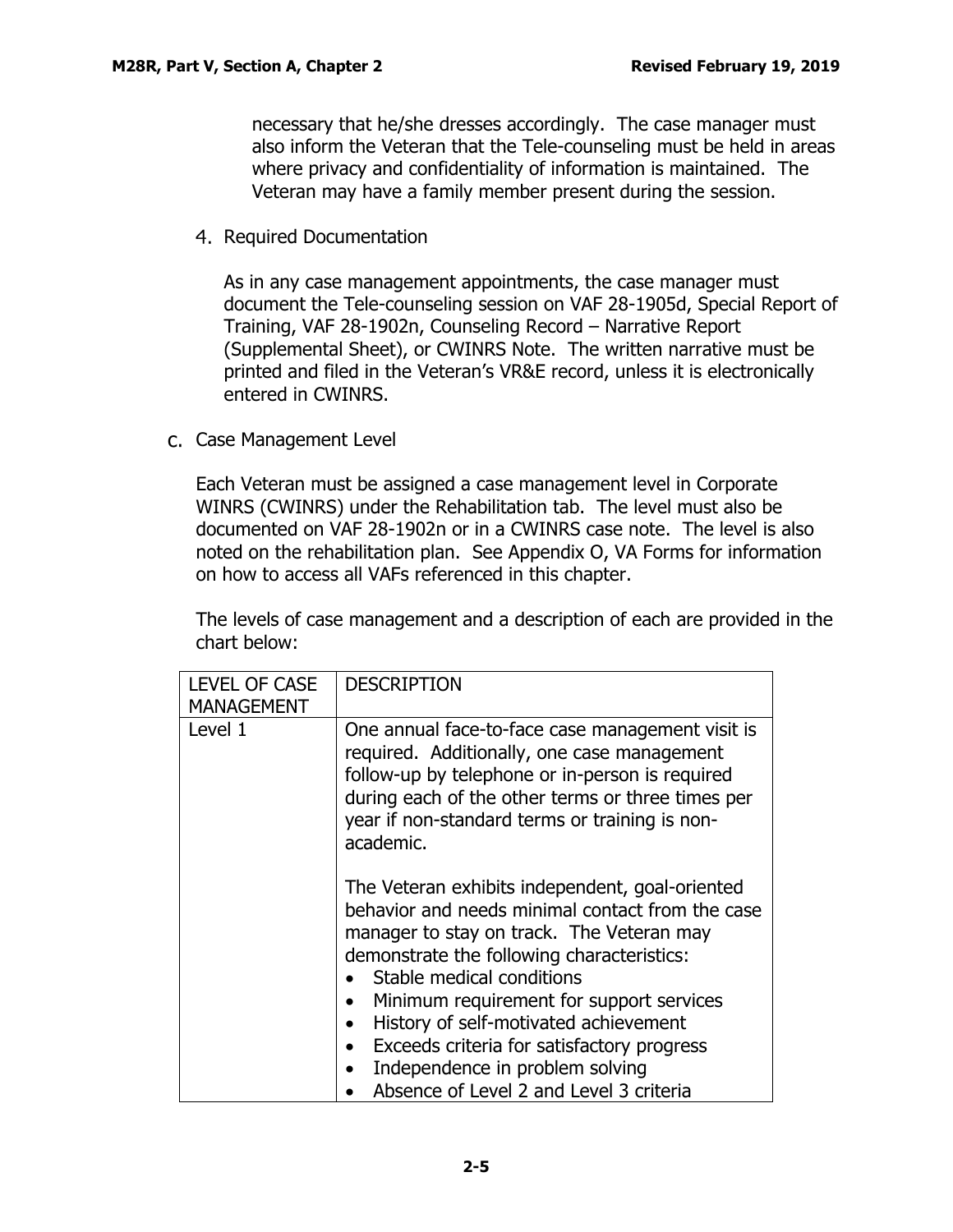necessary that he/she dresses accordingly. The case manager must also inform the Veteran that the Tele-counseling must be held in areas where privacy and confidentiality of information is maintained. The Veteran may have a family member present during the session.

4. Required Documentation

As in any case management appointments, the case manager must document the Tele-counseling session on VAF 28-1905d, Special Report of Training, VAF 28-1902n, Counseling Record – Narrative Report (Supplemental Sheet), or CWINRS Note. The written narrative must be printed and filed in the Veteran's VR&E record, unless it is electronically entered in CWINRS.

c. Case Management Level

Each Veteran must be assigned a case management level in Corporate WINRS (CWINRS) under the Rehabilitation tab. The level must also be documented on VAF 28-1902n or in a CWINRS case note. The level is also noted on the rehabilitation plan. See Appendix O, VA Forms for information on how to access all VAFs referenced in this chapter.

The levels of case management and a description of each are provided in the chart below:

| LEVEL OF CASE MANAGEMENT | DESCRIPTION |
|---|---|
| Level 1 | One annual face-to-face case management visit is required. Additionally, one case management follow-up by telephone or in-person is required during each of the other terms or three times per year if non-standard terms or training is non-academic.<br><br>The Veteran exhibits independent, goal-oriented behavior and needs minimal contact from the case manager to stay on track. The Veteran may demonstrate the following characteristics:<br>• Stable medical conditions<br>• Minimum requirement for support services<br>• History of self-motivated achievement<br>• Exceeds criteria for satisfactory progress<br>• Independence in problem solving<br>• Absence of Level 2 and Level 3 criteria |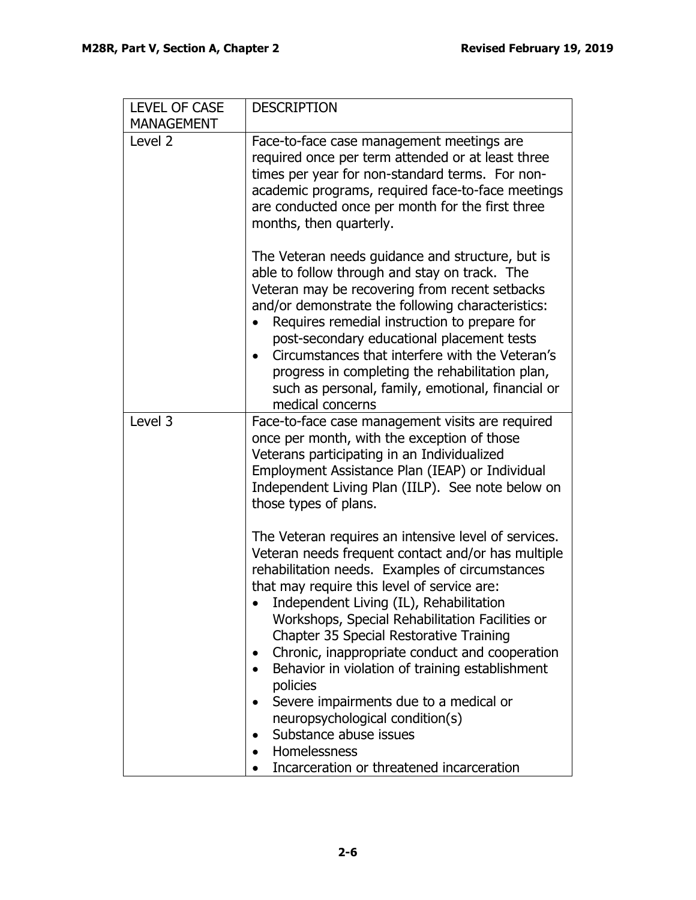| LEVEL OF CASE MANAGEMENT | DESCRIPTION |
|---|---|
| Level 2 | Face-to-face case management meetings are required once per term attended or at least three times per year for non-standard terms. For non-academic programs, required face-to-face meetings are conducted once per month for the first three months, then quarterly.<br><br>The Veteran needs guidance and structure, but is able to follow through and stay on track. The Veteran may be recovering from recent setbacks and/or demonstrate the following characteristics:<br>• Requires remedial instruction to prepare for post-secondary educational placement tests<br>• Circumstances that interfere with the Veteran's progress in completing the rehabilitation plan, such as personal, family, emotional, financial or medical concerns |
| Level 3 | Face-to-face case management visits are required once per month, with the exception of those Veterans participating in an Individualized Employment Assistance Plan (IEAP) or Individual Independent Living Plan (IILP). See note below on those types of plans.<br><br>The Veteran requires an intensive level of services. Veteran needs frequent contact and/or has multiple rehabilitation needs. Examples of circumstances that may require this level of service are:<br>• Independent Living (IL), Rehabilitation Workshops, Special Rehabilitation Facilities or Chapter 35 Special Restorative Training<br>• Chronic, inappropriate conduct and cooperation<br>• Behavior in violation of training establishment policies<br>• Severe impairments due to a medical or neuropsychological condition(s)<br>• Substance abuse issues<br>• Homelessness<br>• Incarceration or threatened incarceration |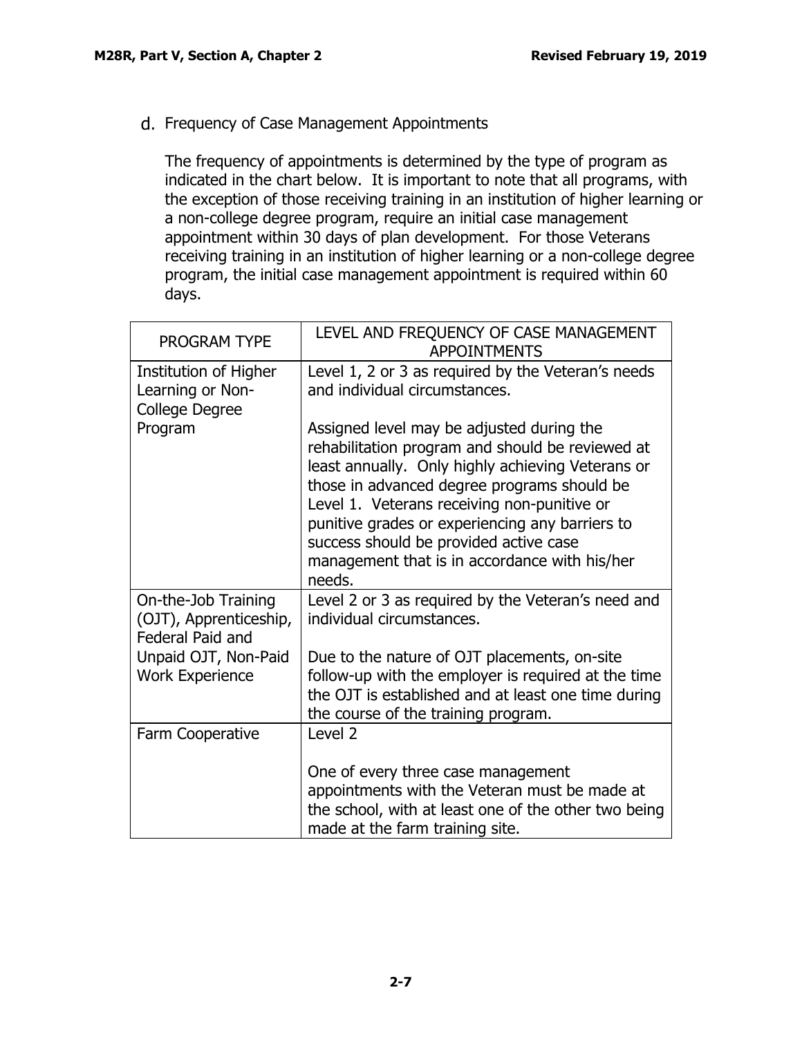d. Frequency of Case Management Appointments

The frequency of appointments is determined by the type of program as indicated in the chart below. It is important to note that all programs, with the exception of those receiving training in an institution of higher learning or a non-college degree program, require an initial case management appointment within 30 days of plan development. For those Veterans receiving training in an institution of higher learning or a non-college degree program, the initial case management appointment is required within 60 days.

| PROGRAM TYPE | LEVEL AND FREQUENCY OF CASE MANAGEMENT APPOINTMENTS |
|---|---|
| Institution of Higher Learning or Non-College Degree Program | Level 1, 2 or 3 as required by the Veteran's needs and individual circumstances.<br><br>Assigned level may be adjusted during the rehabilitation program and should be reviewed at least annually. Only highly achieving Veterans or those in advanced degree programs should be Level 1. Veterans receiving non-punitive or punitive grades or experiencing any barriers to success should be provided active case management that is in accordance with his/her needs. |
| On-the-Job Training (OJT), Apprenticeship, Federal Paid and Unpaid OJT, Non-Paid Work Experience | Level 2 or 3 as required by the Veteran's need and individual circumstances.<br><br>Due to the nature of OJT placements, on-site follow-up with the employer is required at the time the OJT is established and at least one time during the course of the training program. |
| Farm Cooperative | Level 2<br><br>One of every three case management appointments with the Veteran must be made at the school, with at least one of the other two being made at the farm training site. |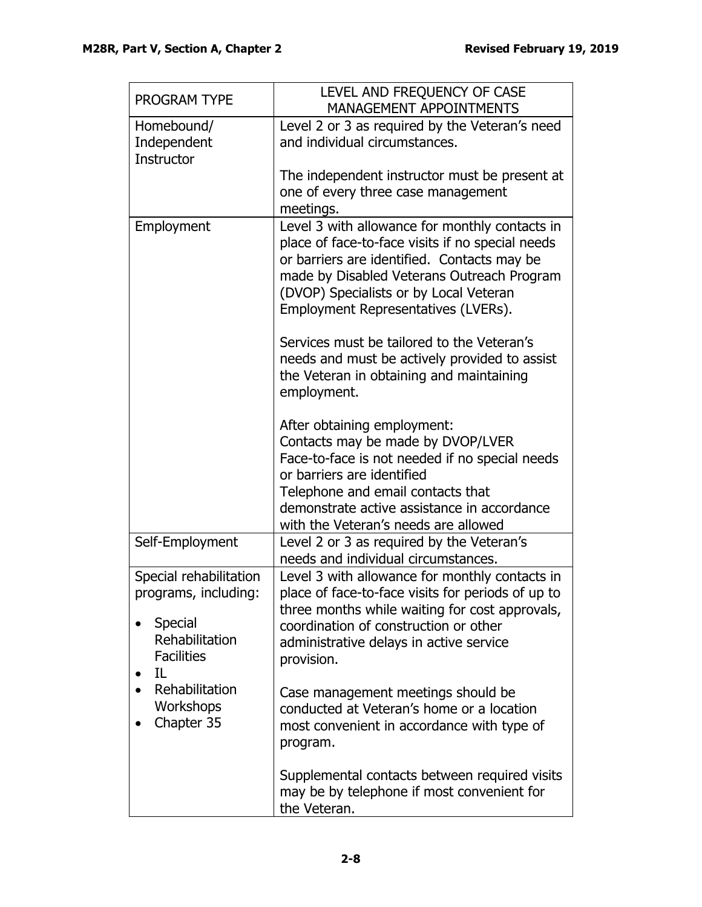| PROGRAM TYPE | LEVEL AND FREQUENCY OF CASE MANAGEMENT APPOINTMENTS |
|---|---|
| Homebound/ Independent Instructor | Level 2 or 3 as required by the Veteran's need and individual circumstances.<br><br>The independent instructor must be present at one of every three case management meetings. |
| Employment | Level 3 with allowance for monthly contacts in place of face-to-face visits if no special needs or barriers are identified. Contacts may be made by Disabled Veterans Outreach Program (DVOP) Specialists or by Local Veteran Employment Representatives (LVERs).<br><br>Services must be tailored to the Veteran's needs and must be actively provided to assist the Veteran in obtaining and maintaining employment.<br><br>After obtaining employment:<br>Contacts may be made by DVOP/LVER<br>Face-to-face is not needed if no special needs or barriers are identified<br>Telephone and email contacts that demonstrate active assistance in accordance with the Veteran's needs are allowed |
| Self-Employment | Level 2 or 3 as required by the Veteran's needs and individual circumstances. |
| Special rehabilitation programs, including:<br>• Special Rehabilitation Facilities<br>• IL<br>• Rehabilitation Workshops<br>• Chapter 35 | Level 3 with allowance for monthly contacts in place of face-to-face visits for periods of up to three months while waiting for cost approvals, coordination of construction or other administrative delays in active service provision.<br><br>Case management meetings should be conducted at Veteran's home or a location most convenient in accordance with type of program.<br><br>Supplemental contacts between required visits may be by telephone if most convenient for the Veteran. |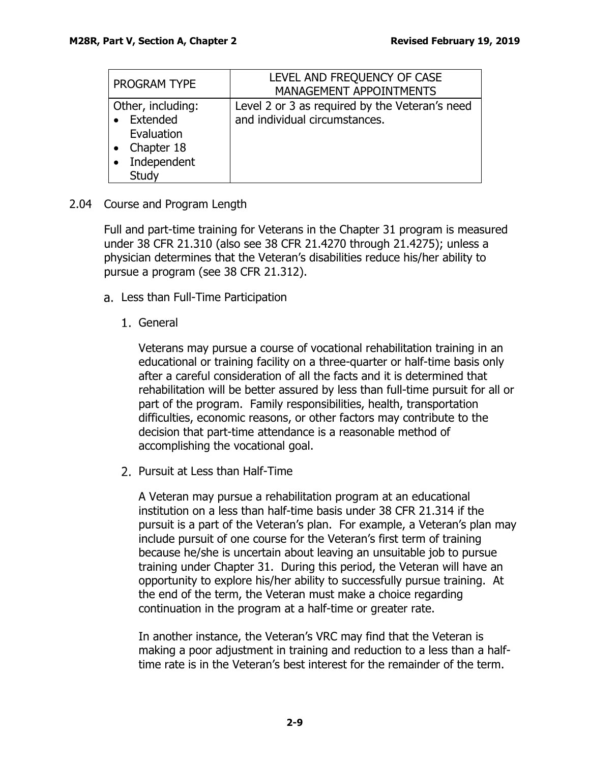| PROGRAM TYPE | LEVEL AND FREQUENCY OF CASE MANAGEMENT APPOINTMENTS |
|---|---|
| Other, including:<br>• Extended Evaluation<br>• Chapter 18<br>• Independent Study | Level 2 or 3 as required by the Veteran's need and individual circumstances. |

## 2.04 Course and Program Length

Full and part-time training for Veterans in the Chapter 31 program is measured under 38 CFR 21.310 (also see 38 CFR 21.4270 through 21.4275); unless a physician determines that the Veteran's disabilities reduce his/her ability to pursue a program (see 38 CFR 21.312).

### a. Less than Full-Time Participation

#### 1. General

Veterans may pursue a course of vocational rehabilitation training in an educational or training facility on a three-quarter or half-time basis only after a careful consideration of all the facts and it is determined that rehabilitation will be better assured by less than full-time pursuit for all or part of the program. Family responsibilities, health, transportation difficulties, economic reasons, or other factors may contribute to the decision that part-time attendance is a reasonable method of accomplishing the vocational goal.

#### 2. Pursuit at Less than Half-Time

A Veteran may pursue a rehabilitation program at an educational institution on a less than half-time basis under 38 CFR 21.314 if the pursuit is a part of the Veteran's plan. For example, a Veteran's plan may include pursuit of one course for the Veteran's first term of training because he/she is uncertain about leaving an unsuitable job to pursue training under Chapter 31. During this period, the Veteran will have an opportunity to explore his/her ability to successfully pursue training. At the end of the term, the Veteran must make a choice regarding continuation in the program at a half-time or greater rate.

In another instance, the Veteran's VRC may find that the Veteran is making a poor adjustment in training and reduction to a less than a half-time rate is in the Veteran's best interest for the remainder of the term.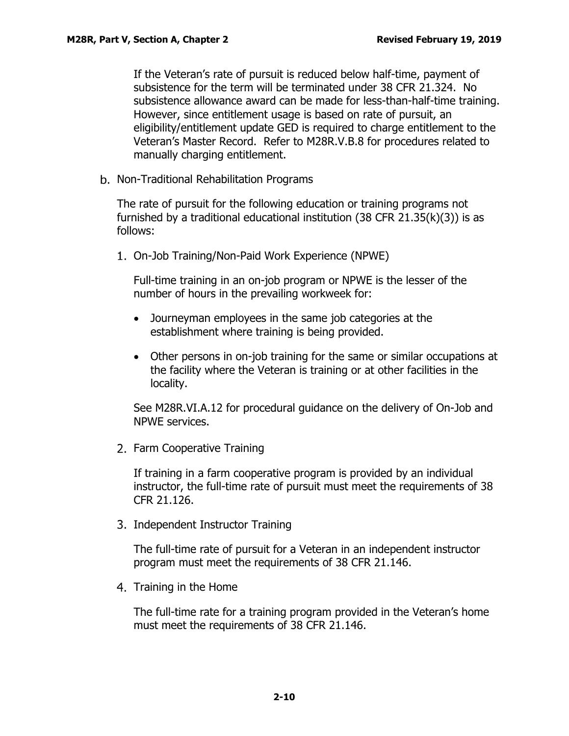If the Veteran's rate of pursuit is reduced below half-time, payment of subsistence for the term will be terminated under 38 CFR 21.324. No subsistence allowance award can be made for less-than-half-time training. However, since entitlement usage is based on rate of pursuit, an eligibility/entitlement update GED is required to charge entitlement to the Veteran's Master Record. Refer to M28R.V.B.8 for procedures related to manually charging entitlement.

b. Non-Traditional Rehabilitation Programs

The rate of pursuit for the following education or training programs not furnished by a traditional educational institution (38 CFR 21.35(k)(3)) is as follows:

1. On-Job Training/Non-Paid Work Experience (NPWE)

   Full-time training in an on-job program or NPWE is the lesser of the number of hours in the prevailing workweek for:

   - Journeyman employees in the same job categories at the establishment where training is being provided.
   - Other persons in on-job training for the same or similar occupations at the facility where the Veteran is training or at other facilities in the locality.

   See M28R.VI.A.12 for procedural guidance on the delivery of On-Job and NPWE services.

2. Farm Cooperative Training

   If training in a farm cooperative program is provided by an individual instructor, the full-time rate of pursuit must meet the requirements of 38 CFR 21.126.

3. Independent Instructor Training

   The full-time rate of pursuit for a Veteran in an independent instructor program must meet the requirements of 38 CFR 21.146.

4. Training in the Home

   The full-time rate for a training program provided in the Veteran's home must meet the requirements of 38 CFR 21.146.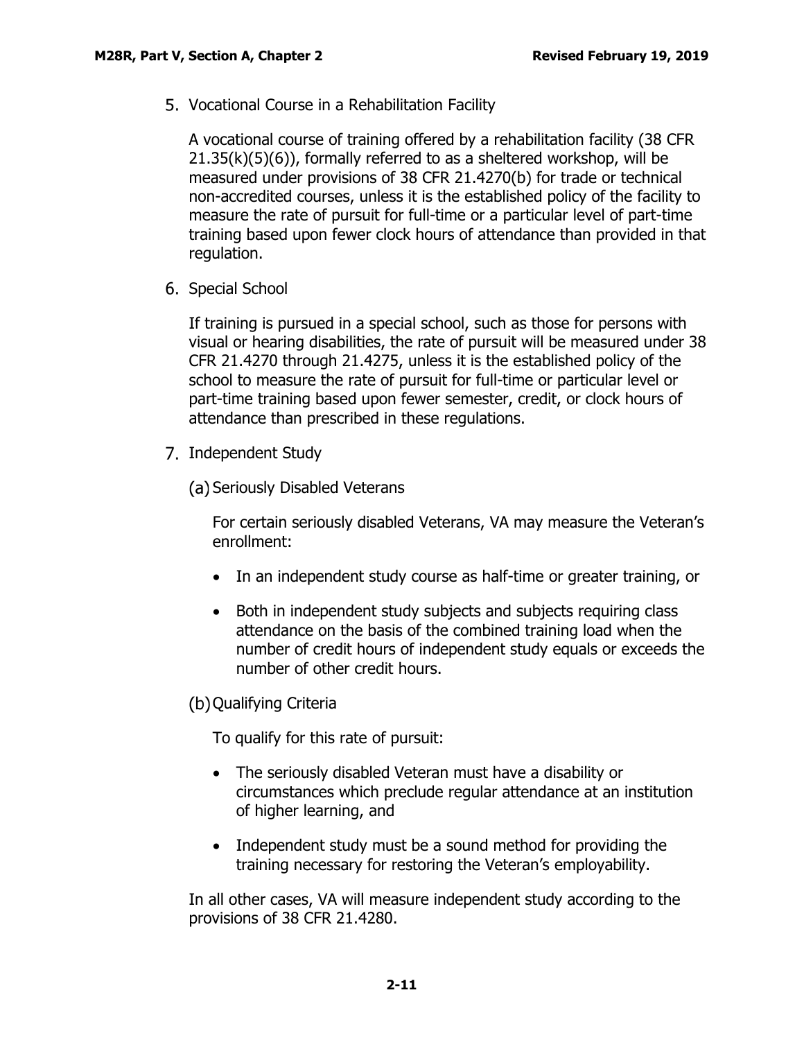5. Vocational Course in a Rehabilitation Facility

A vocational course of training offered by a rehabilitation facility (38 CFR 21.35(k)(5)(6)), formally referred to as a sheltered workshop, will be measured under provisions of 38 CFR 21.4270(b) for trade or technical non-accredited courses, unless it is the established policy of the facility to measure the rate of pursuit for full-time or a particular level of part-time training based upon fewer clock hours of attendance than provided in that regulation.

6. Special School

If training is pursued in a special school, such as those for persons with visual or hearing disabilities, the rate of pursuit will be measured under 38 CFR 21.4270 through 21.4275, unless it is the established policy of the school to measure the rate of pursuit for full-time or particular level or part-time training based upon fewer semester, credit, or clock hours of attendance than prescribed in these regulations.

7. Independent Study

(a) Seriously Disabled Veterans

For certain seriously disabled Veterans, VA may measure the Veteran's enrollment:

- In an independent study course as half-time or greater training, or
- Both in independent study subjects and subjects requiring class attendance on the basis of the combined training load when the number of credit hours of independent study equals or exceeds the number of other credit hours.

(b) Qualifying Criteria

To qualify for this rate of pursuit:

- The seriously disabled Veteran must have a disability or circumstances which preclude regular attendance at an institution of higher learning, and
- Independent study must be a sound method for providing the training necessary for restoring the Veteran's employability.

In all other cases, VA will measure independent study according to the provisions of 38 CFR 21.4280.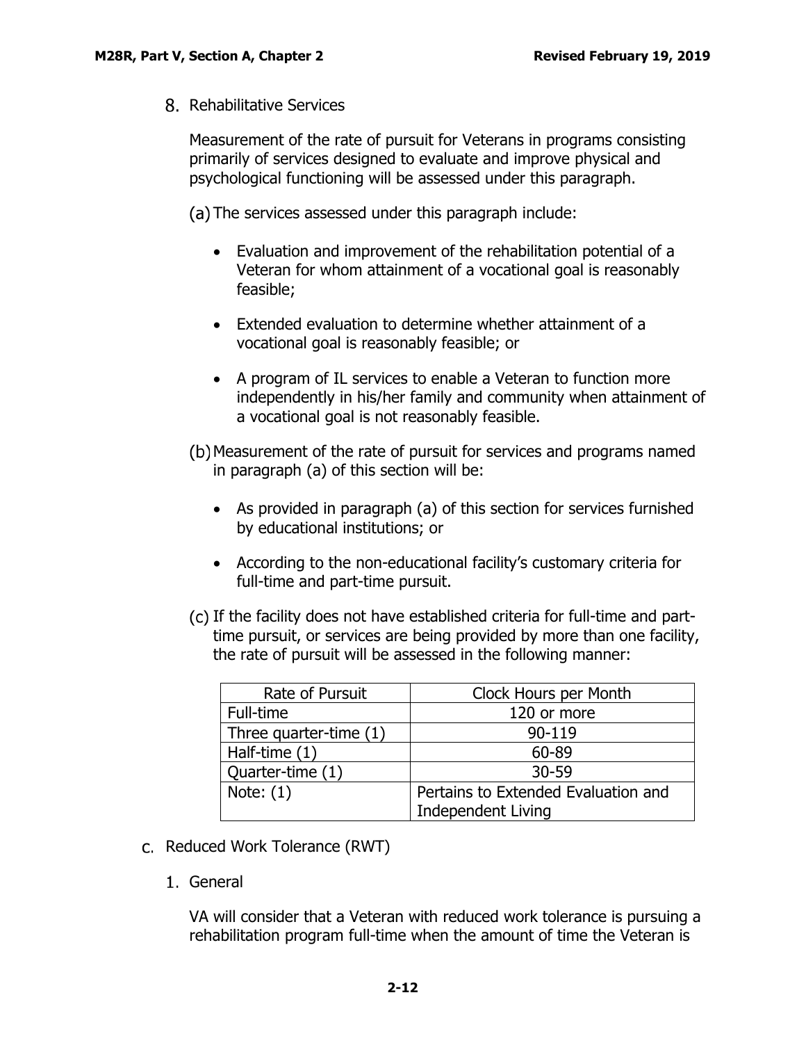8. Rehabilitative Services

   Measurement of the rate of pursuit for Veterans in programs consisting primarily of services designed to evaluate and improve physical and psychological functioning will be assessed under this paragraph.

   (a) The services assessed under this paragraph include:

   - Evaluation and improvement of the rehabilitation potential of a Veteran for whom attainment of a vocational goal is reasonably feasible;
   - Extended evaluation to determine whether attainment of a vocational goal is reasonably feasible; or
   - A program of IL services to enable a Veteran to function more independently in his/her family and community when attainment of a vocational goal is not reasonably feasible.

   (b) Measurement of the rate of pursuit for services and programs named in paragraph (a) of this section will be:

   - As provided in paragraph (a) of this section for services furnished by educational institutions; or
   - According to the non-educational facility's customary criteria for full-time and part-time pursuit.

   (c) If the facility does not have established criteria for full-time and part-time pursuit, or services are being provided by more than one facility, the rate of pursuit will be assessed in the following manner:

| Rate of Pursuit | Clock Hours per Month |
|---|---|
| Full-time | 120 or more |
| Three quarter-time (1) | 90-119 |
| Half-time (1) | 60-89 |
| Quarter-time (1) | 30-59 |
| Note: (1) | Pertains to Extended Evaluation and Independent Living |

C. Reduced Work Tolerance (RWT)

1. General

   VA will consider that a Veteran with reduced work tolerance is pursuing a rehabilitation program full-time when the amount of time the Veteran is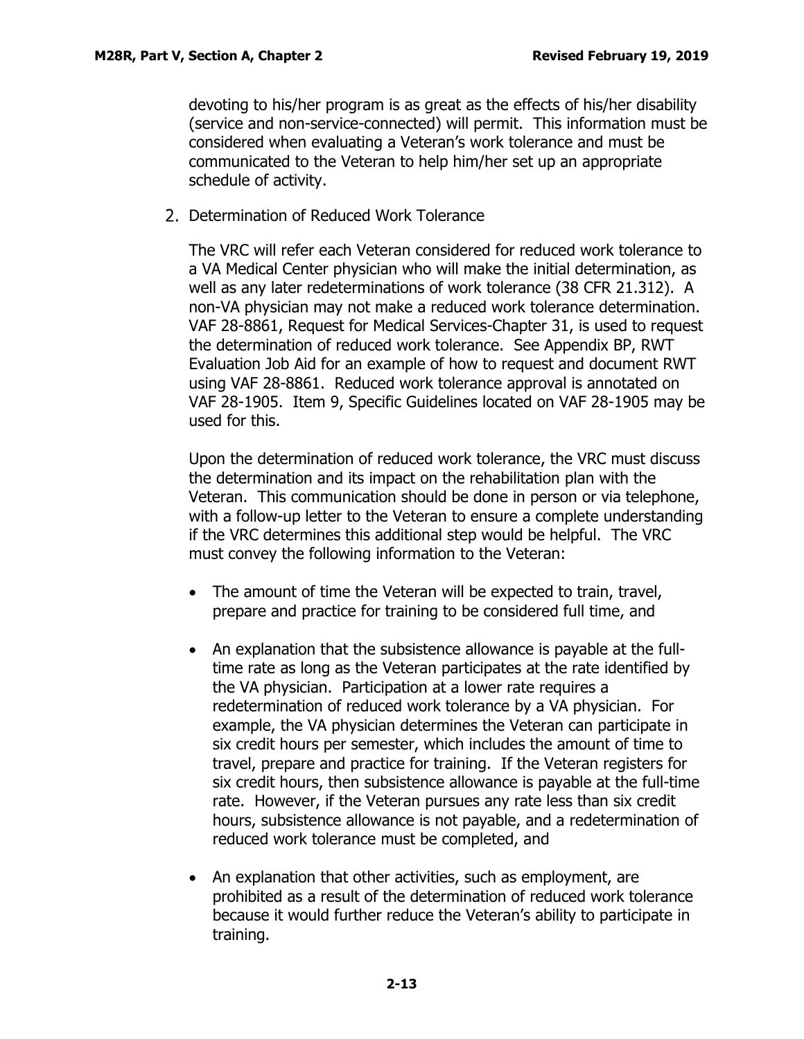devoting to his/her program is as great as the effects of his/her disability (service and non-service-connected) will permit. This information must be considered when evaluating a Veteran's work tolerance and must be communicated to the Veteran to help him/her set up an appropriate schedule of activity.

2. Determination of Reduced Work Tolerance

The VRC will refer each Veteran considered for reduced work tolerance to a VA Medical Center physician who will make the initial determination, as well as any later redeterminations of work tolerance (38 CFR 21.312). A non-VA physician may not make a reduced work tolerance determination. VAF 28-8861, Request for Medical Services-Chapter 31, is used to request the determination of reduced work tolerance. See Appendix BP, RWT Evaluation Job Aid for an example of how to request and document RWT using VAF 28-8861. Reduced work tolerance approval is annotated on VAF 28-1905. Item 9, Specific Guidelines located on VAF 28-1905 may be used for this.

Upon the determination of reduced work tolerance, the VRC must discuss the determination and its impact on the rehabilitation plan with the Veteran. This communication should be done in person or via telephone, with a follow-up letter to the Veteran to ensure a complete understanding if the VRC determines this additional step would be helpful. The VRC must convey the following information to the Veteran:

- The amount of time the Veteran will be expected to train, travel, prepare and practice for training to be considered full time, and
- An explanation that the subsistence allowance is payable at the full-time rate as long as the Veteran participates at the rate identified by the VA physician. Participation at a lower rate requires a redetermination of reduced work tolerance by a VA physician. For example, the VA physician determines the Veteran can participate in six credit hours per semester, which includes the amount of time to travel, prepare and practice for training. If the Veteran registers for six credit hours, then subsistence allowance is payable at the full-time rate. However, if the Veteran pursues any rate less than six credit hours, subsistence allowance is not payable, and a redetermination of reduced work tolerance must be completed, and
- An explanation that other activities, such as employment, are prohibited as a result of the determination of reduced work tolerance because it would further reduce the Veteran's ability to participate in training.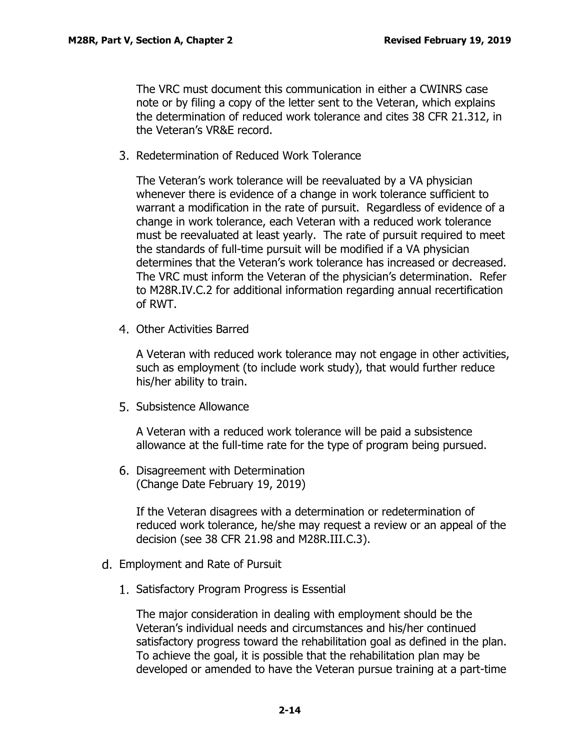The VRC must document this communication in either a CWINRS case note or by filing a copy of the letter sent to the Veteran, which explains the determination of reduced work tolerance and cites 38 CFR 21.312, in the Veteran's VR&E record.

3. Redetermination of Reduced Work Tolerance

   The Veteran's work tolerance will be reevaluated by a VA physician whenever there is evidence of a change in work tolerance sufficient to warrant a modification in the rate of pursuit. Regardless of evidence of a change in work tolerance, each Veteran with a reduced work tolerance must be reevaluated at least yearly. The rate of pursuit required to meet the standards of full-time pursuit will be modified if a VA physician determines that the Veteran's work tolerance has increased or decreased. The VRC must inform the Veteran of the physician's determination. Refer to M28R.IV.C.2 for additional information regarding annual recertification of RWT.

4. Other Activities Barred

   A Veteran with reduced work tolerance may not engage in other activities, such as employment (to include work study), that would further reduce his/her ability to train.

5. Subsistence Allowance

   A Veteran with a reduced work tolerance will be paid a subsistence allowance at the full-time rate for the type of program being pursued.

6. Disagreement with Determination
   (Change Date February 19, 2019)

   If the Veteran disagrees with a determination or redetermination of reduced work tolerance, he/she may request a review or an appeal of the decision (see 38 CFR 21.98 and M28R.III.C.3).

d. Employment and Rate of Pursuit

1. Satisfactory Program Progress is Essential

   The major consideration in dealing with employment should be the Veteran's individual needs and circumstances and his/her continued satisfactory progress toward the rehabilitation goal as defined in the plan. To achieve the goal, it is possible that the rehabilitation plan may be developed or amended to have the Veteran pursue training at a part-time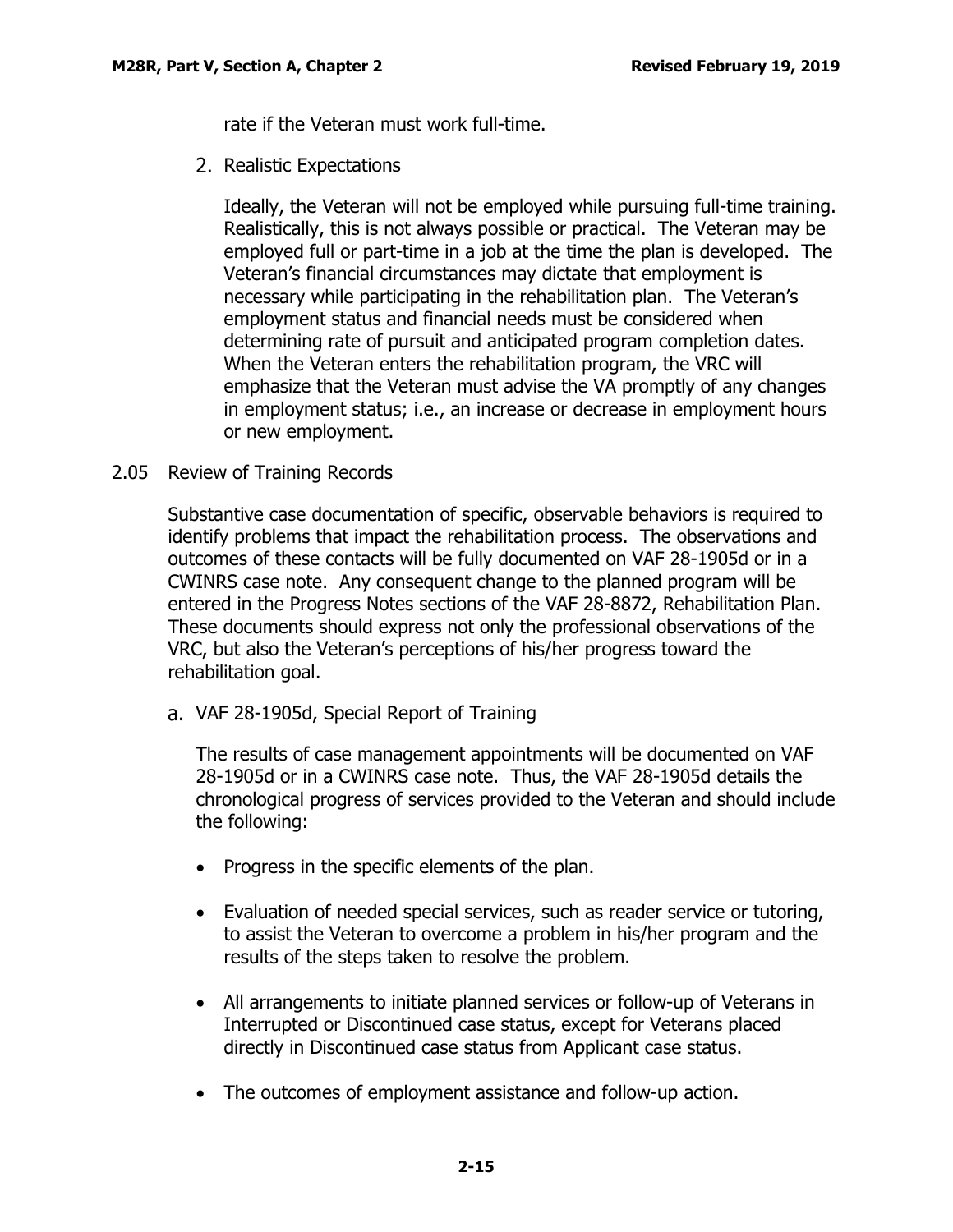rate if the Veteran must work full-time.

2. Realistic Expectations

   Ideally, the Veteran will not be employed while pursuing full-time training. Realistically, this is not always possible or practical. The Veteran may be employed full or part-time in a job at the time the plan is developed. The Veteran's financial circumstances may dictate that employment is necessary while participating in the rehabilitation plan. The Veteran's employment status and financial needs must be considered when determining rate of pursuit and anticipated program completion dates. When the Veteran enters the rehabilitation program, the VRC will emphasize that the Veteran must advise the VA promptly of any changes in employment status; i.e., an increase or decrease in employment hours or new employment.

## 2.05 Review of Training Records

Substantive case documentation of specific, observable behaviors is required to identify problems that impact the rehabilitation process. The observations and outcomes of these contacts will be fully documented on VAF 28-1905d or in a CWINRS case note. Any consequent change to the planned program will be entered in the Progress Notes sections of the VAF 28-8872, Rehabilitation Plan. These documents should express not only the professional observations of the VRC, but also the Veteran's perceptions of his/her progress toward the rehabilitation goal.

a. VAF 28-1905d, Special Report of Training

   The results of case management appointments will be documented on VAF 28-1905d or in a CWINRS case note. Thus, the VAF 28-1905d details the chronological progress of services provided to the Veteran and should include the following:

   - Progress in the specific elements of the plan.
   - Evaluation of needed special services, such as reader service or tutoring, to assist the Veteran to overcome a problem in his/her program and the results of the steps taken to resolve the problem.
   - All arrangements to initiate planned services or follow-up of Veterans in Interrupted or Discontinued case status, except for Veterans placed directly in Discontinued case status from Applicant case status.
   - The outcomes of employment assistance and follow-up action.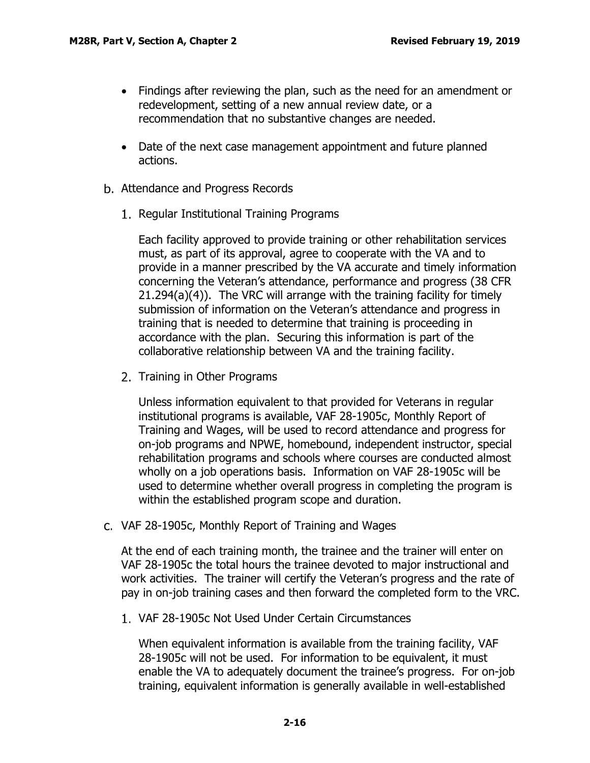- Findings after reviewing the plan, such as the need for an amendment or redevelopment, setting of a new annual review date, or a recommendation that no substantive changes are needed.

- Date of the next case management appointment and future planned actions.

b. Attendance and Progress Records

1. Regular Institutional Training Programs

   Each facility approved to provide training or other rehabilitation services must, as part of its approval, agree to cooperate with the VA and to provide in a manner prescribed by the VA accurate and timely information concerning the Veteran's attendance, performance and progress (38 CFR 21.294(a)(4)). The VRC will arrange with the training facility for timely submission of information on the Veteran's attendance and progress in training that is needed to determine that training is proceeding in accordance with the plan. Securing this information is part of the collaborative relationship between VA and the training facility.

2. Training in Other Programs

   Unless information equivalent to that provided for Veterans in regular institutional programs is available, VAF 28-1905c, Monthly Report of Training and Wages, will be used to record attendance and progress for on-job programs and NPWE, homebound, independent instructor, special rehabilitation programs and schools where courses are conducted almost wholly on a job operations basis. Information on VAF 28-1905c will be used to determine whether overall progress in completing the program is within the established program scope and duration.

c. VAF 28-1905c, Monthly Report of Training and Wages

At the end of each training month, the trainee and the trainer will enter on VAF 28-1905c the total hours the trainee devoted to major instructional and work activities. The trainer will certify the Veteran's progress and the rate of pay in on-job training cases and then forward the completed form to the VRC.

1. VAF 28-1905c Not Used Under Certain Circumstances

   When equivalent information is available from the training facility, VAF 28-1905c will not be used. For information to be equivalent, it must enable the VA to adequately document the trainee's progress. For on-job training, equivalent information is generally available in well-established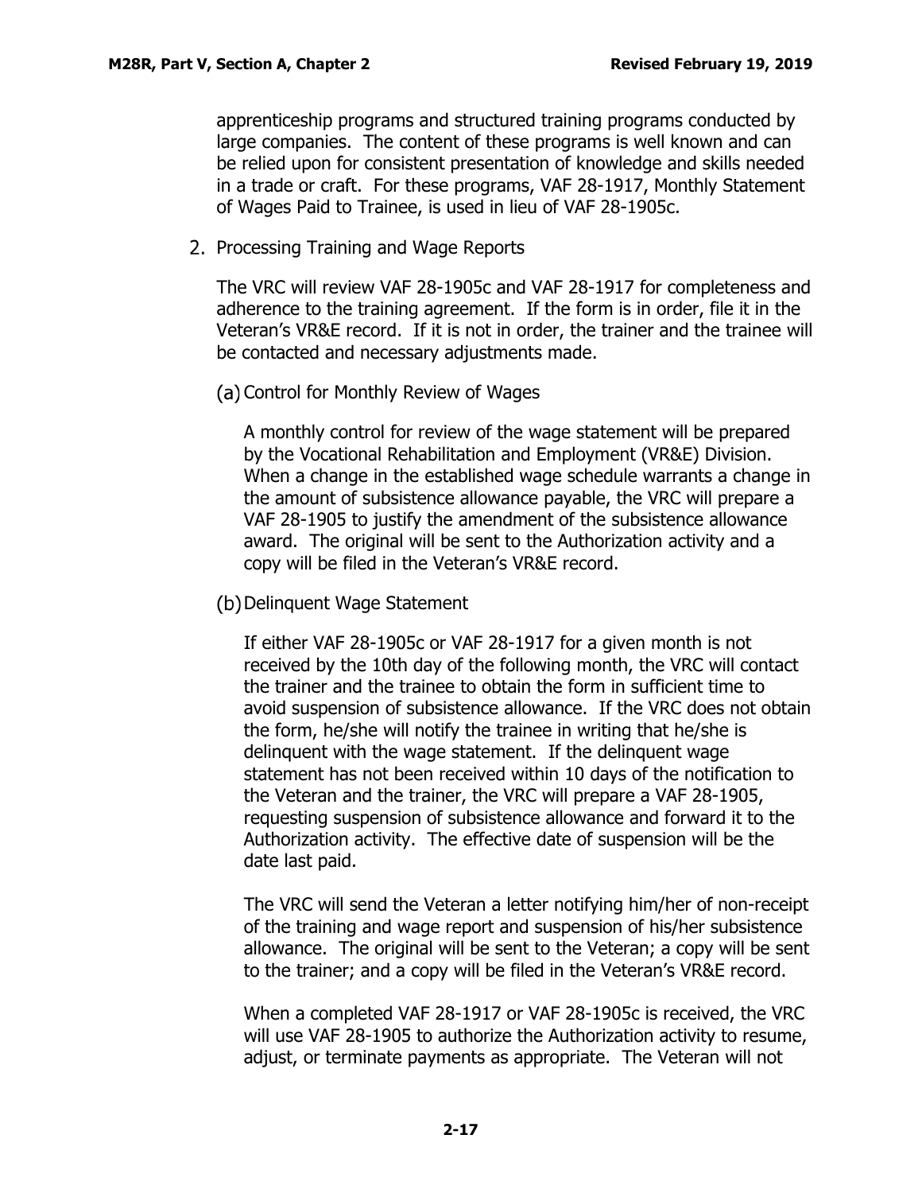apprenticeship programs and structured training programs conducted by large companies. The content of these programs is well known and can be relied upon for consistent presentation of knowledge and skills needed in a trade or craft. For these programs, VAF 28-1917, Monthly Statement of Wages Paid to Trainee, is used in lieu of VAF 28-1905c.

2. Processing Training and Wage Reports

The VRC will review VAF 28-1905c and VAF 28-1917 for completeness and adherence to the training agreement. If the form is in order, file it in the Veteran's VR&E record. If it is not in order, the trainer and the trainee will be contacted and necessary adjustments made.

(a) Control for Monthly Review of Wages

A monthly control for review of the wage statement will be prepared by the Vocational Rehabilitation and Employment (VR&E) Division. When a change in the established wage schedule warrants a change in the amount of subsistence allowance payable, the VRC will prepare a VAF 28-1905 to justify the amendment of the subsistence allowance award. The original will be sent to the Authorization activity and a copy will be filed in the Veteran's VR&E record.

(b) Delinquent Wage Statement

If either VAF 28-1905c or VAF 28-1917 for a given month is not received by the 10th day of the following month, the VRC will contact the trainer and the trainee to obtain the form in sufficient time to avoid suspension of subsistence allowance. If the VRC does not obtain the form, he/she will notify the trainee in writing that he/she is delinquent with the wage statement. If the delinquent wage statement has not been received within 10 days of the notification to the Veteran and the trainer, the VRC will prepare a VAF 28-1905, requesting suspension of subsistence allowance and forward it to the Authorization activity. The effective date of suspension will be the date last paid.

The VRC will send the Veteran a letter notifying him/her of non-receipt of the training and wage report and suspension of his/her subsistence allowance. The original will be sent to the Veteran; a copy will be sent to the trainer; and a copy will be filed in the Veteran's VR&E record.

When a completed VAF 28-1917 or VAF 28-1905c is received, the VRC will use VAF 28-1905 to authorize the Authorization activity to resume, adjust, or terminate payments as appropriate. The Veteran will not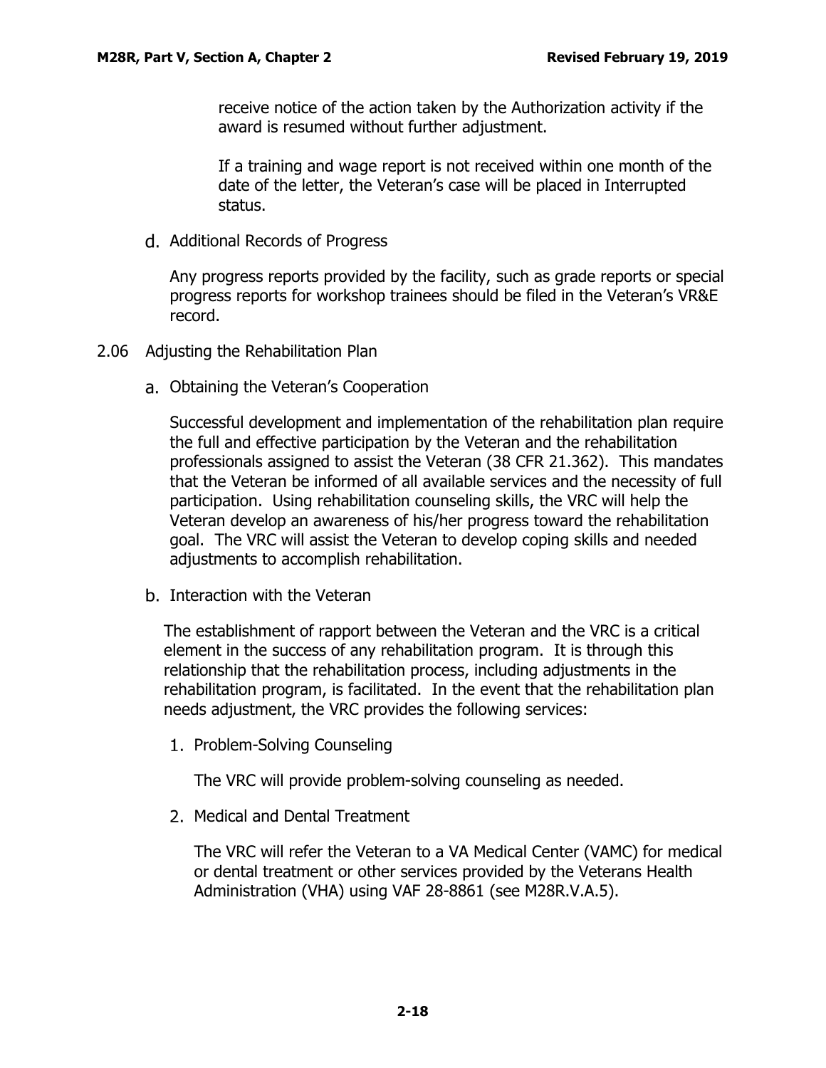receive notice of the action taken by the Authorization activity if the award is resumed without further adjustment.

If a training and wage report is not received within one month of the date of the letter, the Veteran's case will be placed in Interrupted status.

d. Additional Records of Progress

Any progress reports provided by the facility, such as grade reports or special progress reports for workshop trainees should be filed in the Veteran's VR&E record.

## 2.06 Adjusting the Rehabilitation Plan

a. Obtaining the Veteran's Cooperation

Successful development and implementation of the rehabilitation plan require the full and effective participation by the Veteran and the rehabilitation professionals assigned to assist the Veteran (38 CFR 21.362). This mandates that the Veteran be informed of all available services and the necessity of full participation. Using rehabilitation counseling skills, the VRC will help the Veteran develop an awareness of his/her progress toward the rehabilitation goal. The VRC will assist the Veteran to develop coping skills and needed adjustments to accomplish rehabilitation.

b. Interaction with the Veteran

The establishment of rapport between the Veteran and the VRC is a critical element in the success of any rehabilitation program. It is through this relationship that the rehabilitation process, including adjustments in the rehabilitation program, is facilitated. In the event that the rehabilitation plan needs adjustment, the VRC provides the following services:

1. Problem-Solving Counseling

   The VRC will provide problem-solving counseling as needed.

2. Medical and Dental Treatment

   The VRC will refer the Veteran to a VA Medical Center (VAMC) for medical or dental treatment or other services provided by the Veterans Health Administration (VHA) using VAF 28-8861 (see M28R.V.A.5).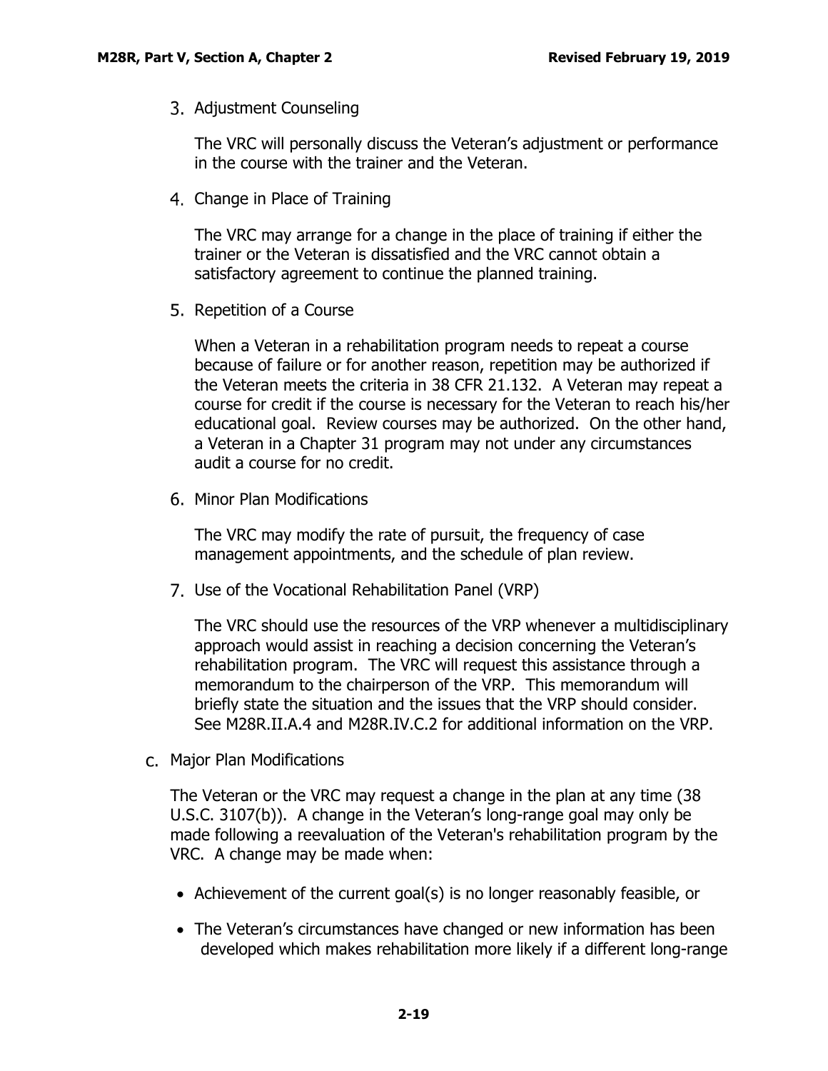3. Adjustment Counseling

   The VRC will personally discuss the Veteran's adjustment or performance in the course with the trainer and the Veteran.

4. Change in Place of Training

   The VRC may arrange for a change in the place of training if either the trainer or the Veteran is dissatisfied and the VRC cannot obtain a satisfactory agreement to continue the planned training.

5. Repetition of a Course

   When a Veteran in a rehabilitation program needs to repeat a course because of failure or for another reason, repetition may be authorized if the Veteran meets the criteria in 38 CFR 21.132. A Veteran may repeat a course for credit if the course is necessary for the Veteran to reach his/her educational goal. Review courses may be authorized. On the other hand, a Veteran in a Chapter 31 program may not under any circumstances audit a course for no credit.

6. Minor Plan Modifications

   The VRC may modify the rate of pursuit, the frequency of case management appointments, and the schedule of plan review.

7. Use of the Vocational Rehabilitation Panel (VRP)

   The VRC should use the resources of the VRP whenever a multidisciplinary approach would assist in reaching a decision concerning the Veteran's rehabilitation program. The VRC will request this assistance through a memorandum to the chairperson of the VRP. This memorandum will briefly state the situation and the issues that the VRP should consider. See M28R.II.A.4 and M28R.IV.C.2 for additional information on the VRP.

c. Major Plan Modifications

The Veteran or the VRC may request a change in the plan at any time (38 U.S.C. 3107(b)). A change in the Veteran's long-range goal may only be made following a reevaluation of the Veteran's rehabilitation program by the VRC. A change may be made when:

- Achievement of the current goal(s) is no longer reasonably feasible, or
- The Veteran's circumstances have changed or new information has been developed which makes rehabilitation more likely if a different long-range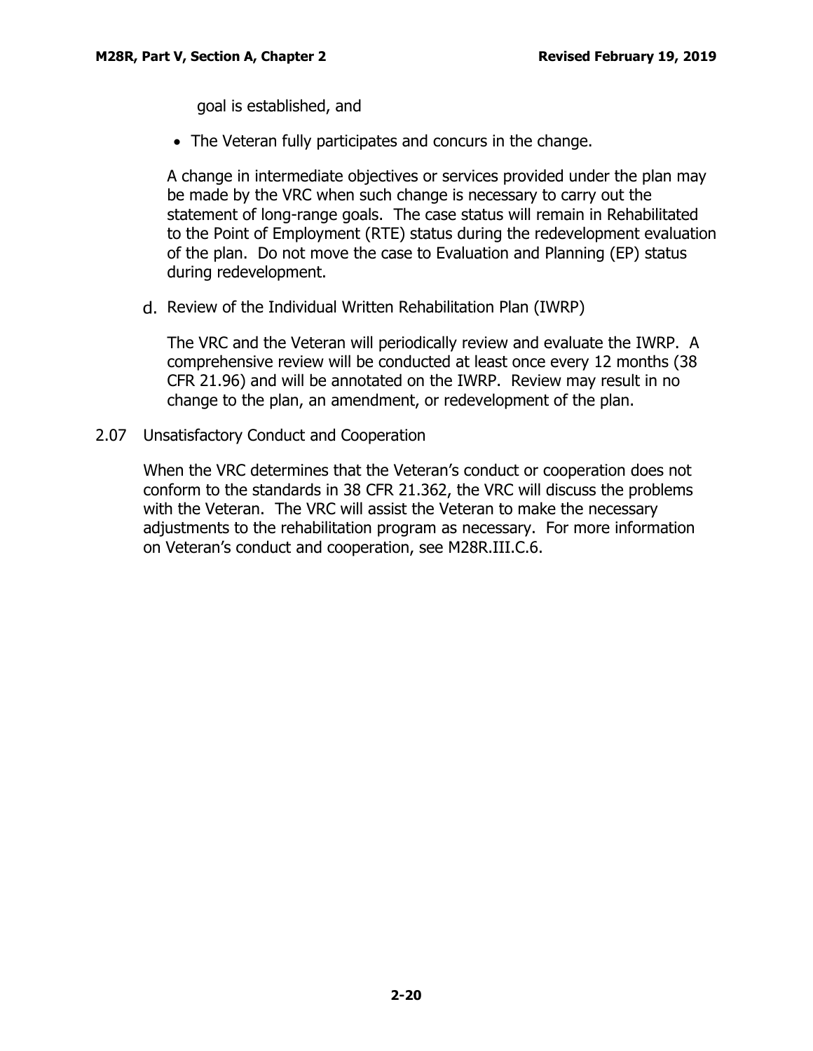goal is established, and

- The Veteran fully participates and concurs in the change.

A change in intermediate objectives or services provided under the plan may be made by the VRC when such change is necessary to carry out the statement of long-range goals. The case status will remain in Rehabilitated to the Point of Employment (RTE) status during the redevelopment evaluation of the plan. Do not move the case to Evaluation and Planning (EP) status during redevelopment.

d. Review of the Individual Written Rehabilitation Plan (IWRP)

The VRC and the Veteran will periodically review and evaluate the IWRP. A comprehensive review will be conducted at least once every 12 months (38 CFR 21.96) and will be annotated on the IWRP. Review may result in no change to the plan, an amendment, or redevelopment of the plan.

## 2.07 Unsatisfactory Conduct and Cooperation

When the VRC determines that the Veteran's conduct or cooperation does not conform to the standards in 38 CFR 21.362, the VRC will discuss the problems with the Veteran. The VRC will assist the Veteran to make the necessary adjustments to the rehabilitation program as necessary. For more information on Veteran's conduct and cooperation, see M28R.III.C.6.